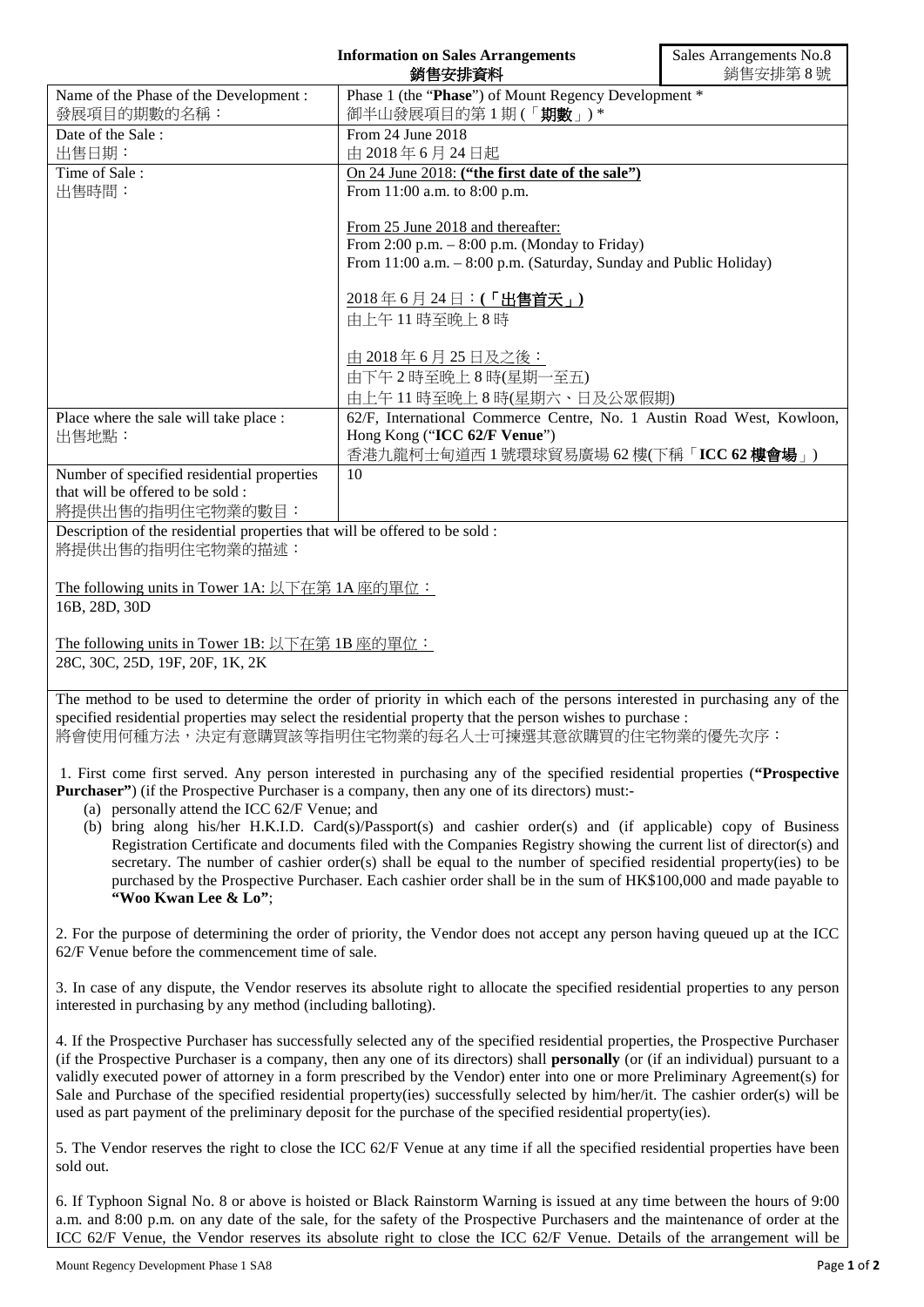**Information on Sales Arrangements**
**銷售安排資料**

Sales Arrangements No.8
銷售安排第 8 號

| | |
|---|---|
| Name of the Phase of the Development :<br>發展項目的期數的名稱： | Phase 1 (the "**Phase**") of Mount Regency Development *<br>御半山發展項目的第 1 期 (「**期數**」) * |
| Date of the Sale :<br>出售日期： | From 24 June 2018<br>由 2018 年 6 月 24 日起 |
| Time of Sale :<br>出售時間： | On 24 June 2018: **("the first date of the sale")**<br>From 11:00 a.m. to 8:00 p.m.<br><br>From 25 June 2018 and thereafter:<br>From 2:00 p.m. – 8:00 p.m. (Monday to Friday)<br>From 11:00 a.m. – 8:00 p.m. (Saturday, Sunday and Public Holiday)<br><br>2018 年 6 月 24 日：**(「出售首天」)**<br>由上午 11 時至晚上 8 時<br><br>由 2018 年 6 月 25 日及之後：<br>由下午 2 時至晚上 8 時(星期一至五)<br>由上午 11 時至晚上 8 時(星期六、日及公眾假期) |
| Place where the sale will take place :<br>出售地點： | 62/F, International Commerce Centre, No. 1 Austin Road West, Kowloon, Hong Kong ("**ICC 62/F Venue**")<br>香港九龍柯士甸道西 1 號環球貿易廣場 62 樓(下稱「**ICC 62 樓會場**」) |
| Number of specified residential properties that will be offered to be sold :<br>將提供出售的指明住宅物業的數目： | 10 |

Description of the residential properties that will be offered to be sold :
將提供出售的指明住宅物業的描述：

The following units in Tower 1A: 以下在第 1A 座的單位：
16B, 28D, 30D

The following units in Tower 1B: 以下在第 1B 座的單位：
28C, 30C, 25D, 19F, 20F, 1K, 2K

The method to be used to determine the order of priority in which each of the persons interested in purchasing any of the specified residential properties may select the residential property that the person wishes to purchase :
將會使用何種方法，決定有意購買該等指明住宅物業的每名人士可揀選其意欲購買的住宅物業的優先次序：

1. First come first served. Any person interested in purchasing any of the specified residential properties (**"Prospective Purchaser"**) (if the Prospective Purchaser is a company, then any one of its directors) must:-
   (a) personally attend the ICC 62/F Venue; and
   (b) bring along his/her H.K.I.D. Card(s)/Passport(s) and cashier order(s) and (if applicable) copy of Business Registration Certificate and documents filed with the Companies Registry showing the current list of director(s) and secretary. The number of cashier order(s) shall be equal to the number of specified residential property(ies) to be purchased by the Prospective Purchaser. Each cashier order shall be in the sum of HK$100,000 and made payable to **"Woo Kwan Lee & Lo"**;

2. For the purpose of determining the order of priority, the Vendor does not accept any person having queued up at the ICC 62/F Venue before the commencement time of sale.

3. In case of any dispute, the Vendor reserves its absolute right to allocate the specified residential properties to any person interested in purchasing by any method (including balloting).

4. If the Prospective Purchaser has successfully selected any of the specified residential properties, the Prospective Purchaser (if the Prospective Purchaser is a company, then any one of its directors) shall **personally** (or (if an individual) pursuant to a validly executed power of attorney in a form prescribed by the Vendor) enter into one or more Preliminary Agreement(s) for Sale and Purchase of the specified residential property(ies) successfully selected by him/her/it. The cashier order(s) will be used as part payment of the preliminary deposit for the purchase of the specified residential property(ies).

5. The Vendor reserves the right to close the ICC 62/F Venue at any time if all the specified residential properties have been sold out.

6. If Typhoon Signal No. 8 or above is hoisted or Black Rainstorm Warning is issued at any time between the hours of 9:00 a.m. and 8:00 p.m. on any date of the sale, for the safety of the Prospective Purchasers and the maintenance of order at the ICC 62/F Venue, the Vendor reserves its absolute right to close the ICC 62/F Venue. Details of the arrangement will be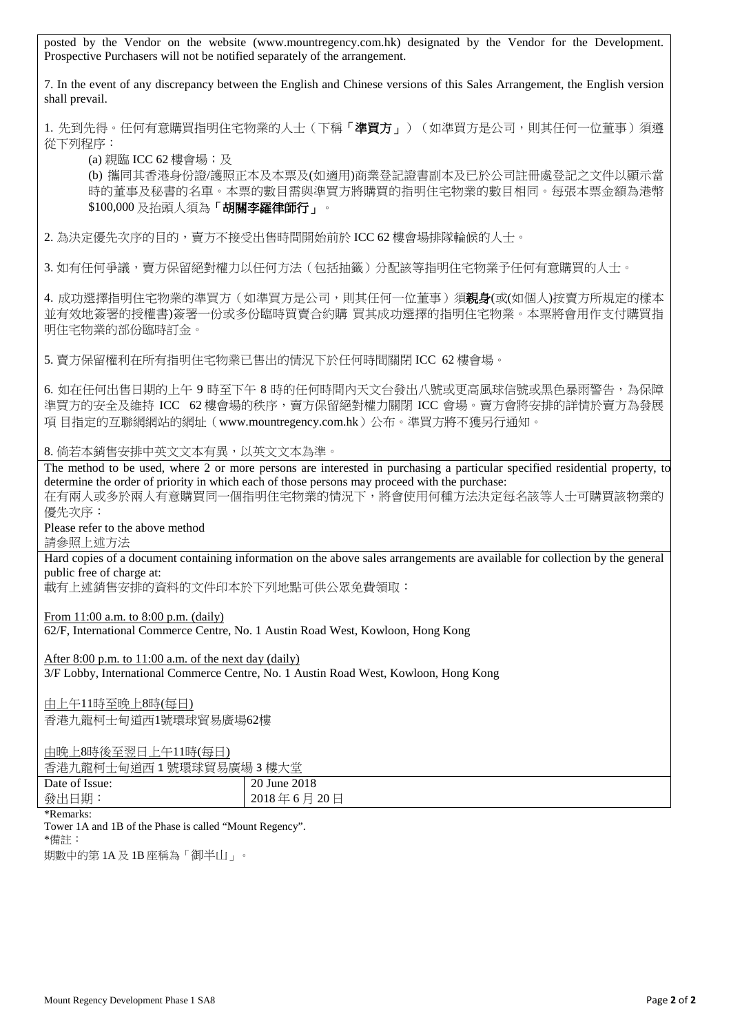posted by the Vendor on the website (www.mountregency.com.hk) designated by the Vendor for the Development. Prospective Purchasers will not be notified separately of the arrangement.

7. In the event of any discrepancy between the English and Chinese versions of this Sales Arrangement, the English version shall prevail.

1. 先到先得。任何有意購買指明住宅物業的人士（下稱「**準買方**」）（如準買方是公司，則其任何一位董事）須遵從下列程序：

(a) 親臨 ICC 62 樓會場；及

(b) 攜同其香港身份證/護照正本及本票及(如適用)商業登記證書副本及已於公司註冊處登記之文件以顯示當時的董事及秘書的名單。本票的數目需與準買方將購買的指明住宅物業的數目相同。每張本票金額為港幣$100,000 及抬頭人須為「**胡關李羅律師行**」。

2. 為決定優先次序的目的，賣方不接受出售時間開始前於 ICC 62 樓會場排隊輪候的人士。

3. 如有任何爭議，賣方保留絕對權力以任何方法（包括抽籤）分配該等指明住宅物業予任何有意購買的人士。

4. 成功選擇指明住宅物業的準買方（如準買方是公司，則其任何一位董事）須**親身**(或(如個人)按賣方所規定的樣本並有效地簽署的授權書)簽署一份或多份臨時買賣合約購 買其成功選擇的指明住宅物業。本票將會用作支付購買指明住宅物業的部份臨時訂金。

5. 賣方保留權利在所有指明住宅物業已售出的情況下於任何時間關閉 ICC 62 樓會場。

6. 如在任何出售日期的上午 9 時至下午 8 時的任何時間內天文台發出八號或更高風球信號或黑色暴雨警告，為保障準買方的安全及維持 ICC 62 樓會場的秩序，賣方保留絕對權力關閉 ICC 會場。賣方會將安排的詳情於賣方為發展項 目指定的互聯網網站的網址（www.mountregency.com.hk）公布。準買方將不獲另行通知。

8. 倘若本銷售安排中英文文本有異，以英文文本為準。

The method to be used, where 2 or more persons are interested in purchasing a particular specified residential property, to determine the order of priority in which each of those persons may proceed with the purchase:
在有兩人或多於兩人有意購買同一個指明住宅物業的情況下，將會使用何種方法決定每名該等人士可購買該物業的優先次序：

Please refer to the above method
請參照上述方法

Hard copies of a document containing information on the above sales arrangements are available for collection by the general public free of charge at:
載有上述銷售安排的資料的文件印本於下列地點可供公眾免費領取：

From 11:00 a.m. to 8:00 p.m. (daily)
62/F, International Commerce Centre, No. 1 Austin Road West, Kowloon, Hong Kong

After 8:00 p.m. to 11:00 a.m. of the next day (daily)
3/F Lobby, International Commerce Centre, No. 1 Austin Road West, Kowloon, Hong Kong

由上午11時至晚上8時(每日)
香港九龍柯士甸道西1號環球貿易廣場62樓

由晚上8時後至翌日上午11時(每日)
香港九龍柯士甸道西 1 號環球貿易廣場 3 樓大堂

| | |
|---|---|
| Date of Issue:<br>發出日期： | 20 June 2018<br>2018 年 6 月 20 日 |

\*Remarks:
Tower 1A and 1B of the Phase is called "Mount Regency".
\*備註：
期數中的第 1A 及 1B 座稱為「御半山」。